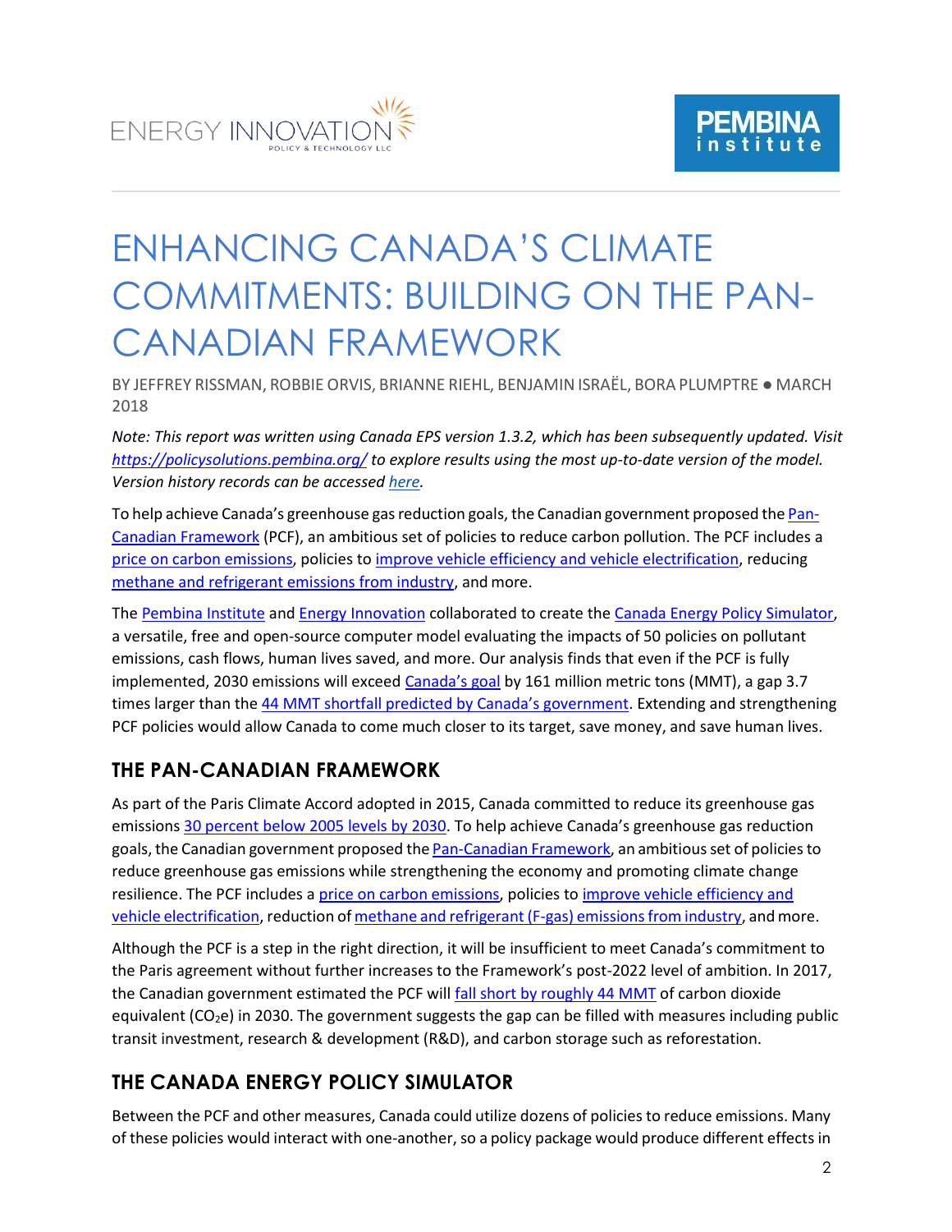# ENHANCING CANADA'S CLIMATE COMMITMENTS: BUILDING ON THE PAN-CANADIAN FRAMEWORK

BY JEFFREY RISSMAN, ROBBIE ORVIS, BRIANNE RIEHL, BENJAMIN ISRAËL, BORA PLUMPTRE ● MARCH 2018

*Note: This report was written using Canada EPS version 1.3.2, which has been subsequently updated. Visit https://policysolutions.pembina.org/ to explore results using the most up-to-date version of the model. Version history records can be accessed here.*

To help achieve Canada's greenhouse gas reduction goals, the Canadian government proposed the Pan-Canadian Framework (PCF), an ambitious set of policies to reduce carbon pollution. The PCF includes a price on carbon emissions, policies to improve vehicle efficiency and vehicle electrification, reducing methane and refrigerant emissions from industry, and more.

The Pembina Institute and Energy Innovation collaborated to create the Canada Energy Policy Simulator, a versatile, free and open-source computer model evaluating the impacts of 50 policies on pollutant emissions, cash flows, human lives saved, and more. Our analysis finds that even if the PCF is fully implemented, 2030 emissions will exceed Canada's goal by 161 million metric tons (MMT), a gap 3.7 times larger than the 44 MMT shortfall predicted by Canada's government. Extending and strengthening PCF policies would allow Canada to come much closer to its target, save money, and save human lives.

## THE PAN-CANADIAN FRAMEWORK

As part of the Paris Climate Accord adopted in 2015, Canada committed to reduce its greenhouse gas emissions 30 percent below 2005 levels by 2030. To help achieve Canada's greenhouse gas reduction goals, the Canadian government proposed the Pan-Canadian Framework, an ambitious set of policies to reduce greenhouse gas emissions while strengthening the economy and promoting climate change resilience. The PCF includes a price on carbon emissions, policies to improve vehicle efficiency and vehicle electrification, reduction of methane and refrigerant (F-gas) emissions from industry, and more.

Although the PCF is a step in the right direction, it will be insufficient to meet Canada's commitment to the Paris agreement without further increases to the Framework's post-2022 level of ambition. In 2017, the Canadian government estimated the PCF will fall short by roughly 44 MMT of carbon dioxide equivalent ($CO_2e$) in 2030. The government suggests the gap can be filled with measures including public transit investment, research & development (R&D), and carbon storage such as reforestation.

## THE CANADA ENERGY POLICY SIMULATOR

Between the PCF and other measures, Canada could utilize dozens of policies to reduce emissions. Many of these policies would interact with one-another, so a policy package would produce different effects in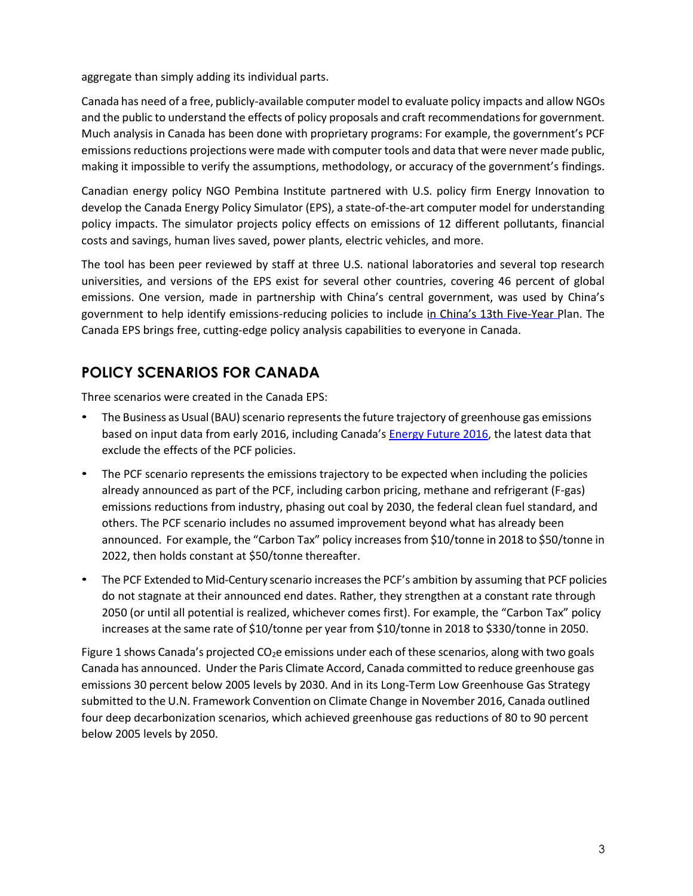aggregate than simply adding its individual parts.

Canada has need of a free, publicly-available computer model to evaluate policy impacts and allow NGOs and the public to understand the effects of policy proposals and craft recommendations for government. Much analysis in Canada has been done with proprietary programs: For example, the government's PCF emissions reductions projections were made with computer tools and data that were never made public, making it impossible to verify the assumptions, methodology, or accuracy of the government's findings.

Canadian energy policy NGO Pembina Institute partnered with U.S. policy firm Energy Innovation to develop the Canada Energy Policy Simulator (EPS), a state-of-the-art computer model for understanding policy impacts. The simulator projects policy effects on emissions of 12 different pollutants, financial costs and savings, human lives saved, power plants, electric vehicles, and more.

The tool has been peer reviewed by staff at three U.S. national laboratories and several top research universities, and versions of the EPS exist for several other countries, covering 46 percent of global emissions. One version, made in partnership with China's central government, was used by China's government to help identify emissions-reducing policies to include in China's 13th Five-Year Plan. The Canada EPS brings free, cutting-edge policy analysis capabilities to everyone in Canada.

## POLICY SCENARIOS FOR CANADA

Three scenarios were created in the Canada EPS:

- The Business as Usual (BAU) scenario represents the future trajectory of greenhouse gas emissions based on input data from early 2016, including Canada's Energy Future 2016, the latest data that exclude the effects of the PCF policies.
- The PCF scenario represents the emissions trajectory to be expected when including the policies already announced as part of the PCF, including carbon pricing, methane and refrigerant (F-gas) emissions reductions from industry, phasing out coal by 2030, the federal clean fuel standard, and others. The PCF scenario includes no assumed improvement beyond what has already been announced. For example, the "Carbon Tax" policy increases from $10/tonne in 2018 to $50/tonne in 2022, then holds constant at $50/tonne thereafter.
- The PCF Extended to Mid-Century scenario increases the PCF's ambition by assuming that PCF policies do not stagnate at their announced end dates. Rather, they strengthen at a constant rate through 2050 (or until all potential is realized, whichever comes first). For example, the "Carbon Tax" policy increases at the same rate of $10/tonne per year from $10/tonne in 2018 to $330/tonne in 2050.

Figure 1 shows Canada's projected $CO_2e$ emissions under each of these scenarios, along with two goals Canada has announced. Under the Paris Climate Accord, Canada committed to reduce greenhouse gas emissions 30 percent below 2005 levels by 2030. And in its Long-Term Low Greenhouse Gas Strategy submitted to the U.N. Framework Convention on Climate Change in November 2016, Canada outlined four deep decarbonization scenarios, which achieved greenhouse gas reductions of 80 to 90 percent below 2005 levels by 2050.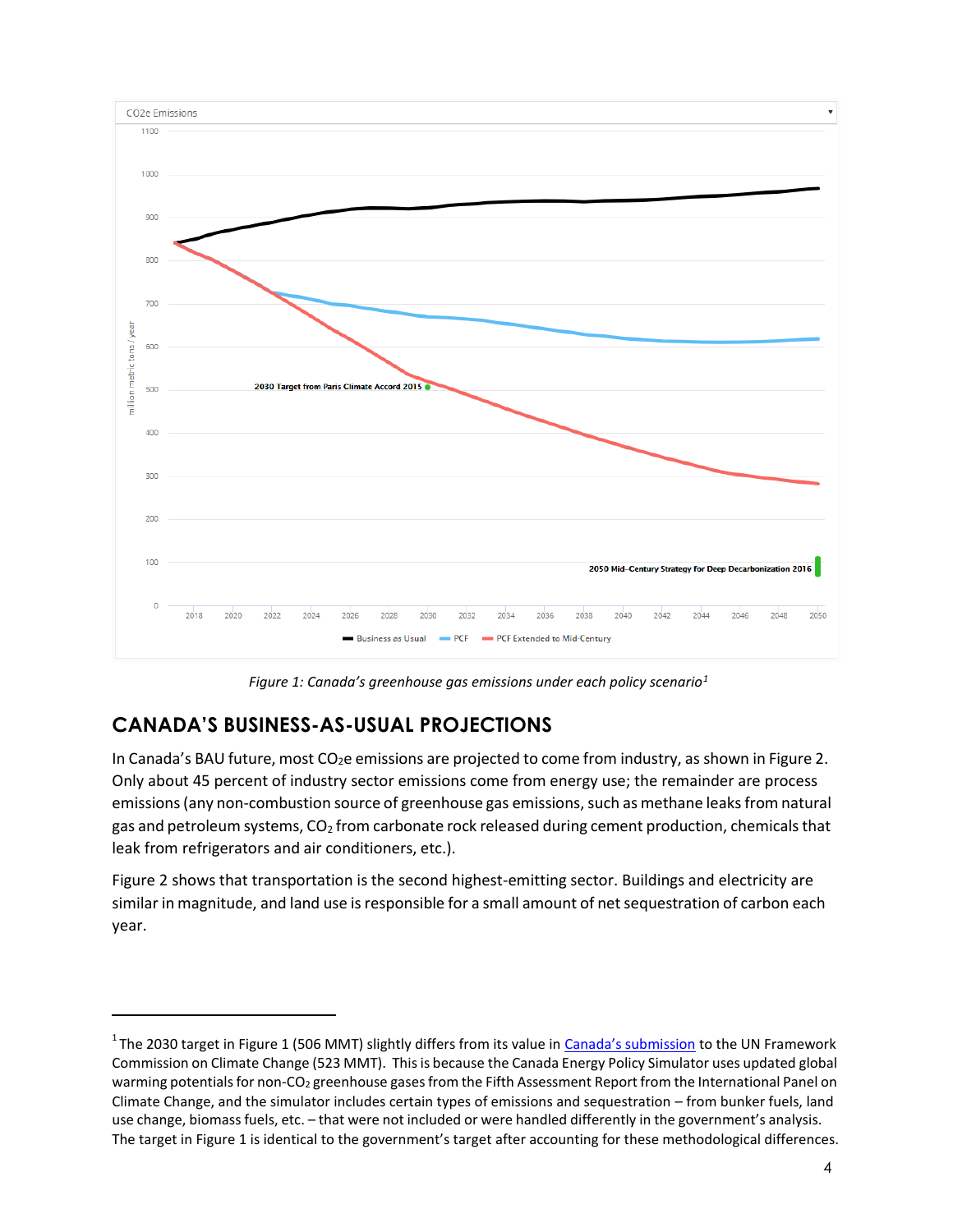*Figure 1: Canada's greenhouse gas emissions under each policy scenario*[1]

## CANADA'S BUSINESS-AS-USUAL PROJECTIONS

In Canada's BAU future, most $CO_2e$ emissions are projected to come from industry, as shown in Figure 2. Only about 45 percent of industry sector emissions come from energy use; the remainder are process emissions (any non-combustion source of greenhouse gas emissions, such as methane leaks from natural gas and petroleum systems, $CO_2$ from carbonate rock released during cement production, chemicals that leak from refrigerators and air conditioners, etc.).

Figure 2 shows that transportation is the second highest-emitting sector. Buildings and electricity are similar in magnitude, and land use is responsible for a small amount of net sequestration of carbon each year.

---

[1] The 2030 target in Figure 1 (506 MMT) slightly differs from its value in Canada's submission to the UN Framework Commission on Climate Change (523 MMT). This is because the Canada Energy Policy Simulator uses updated global warming potentials for non-$CO_2$ greenhouse gases from the Fifth Assessment Report from the International Panel on Climate Change, and the simulator includes certain types of emissions and sequestration – from bunker fuels, land use change, biomass fuels, etc. – that were not included or were handled differently in the government's analysis. The target in Figure 1 is identical to the government's target after accounting for these methodological differences.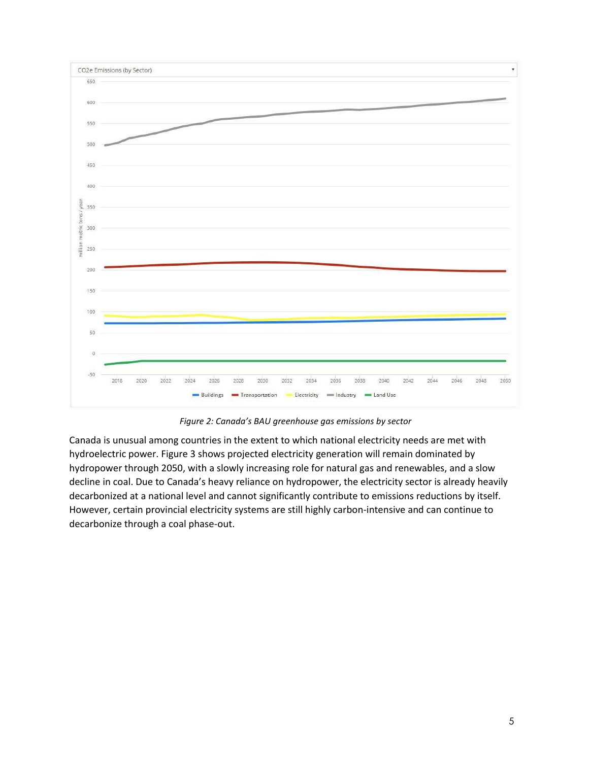*Figure 2: Canada's BAU greenhouse gas emissions by sector*

Canada is unusual among countries in the extent to which national electricity needs are met with hydroelectric power. Figure 3 shows projected electricity generation will remain dominated by hydropower through 2050, with a slowly increasing role for natural gas and renewables, and a slow decline in coal. Due to Canada's heavy reliance on hydropower, the electricity sector is already heavily decarbonized at a national level and cannot significantly contribute to emissions reductions by itself. However, certain provincial electricity systems are still highly carbon-intensive and can continue to decarbonize through a coal phase-out.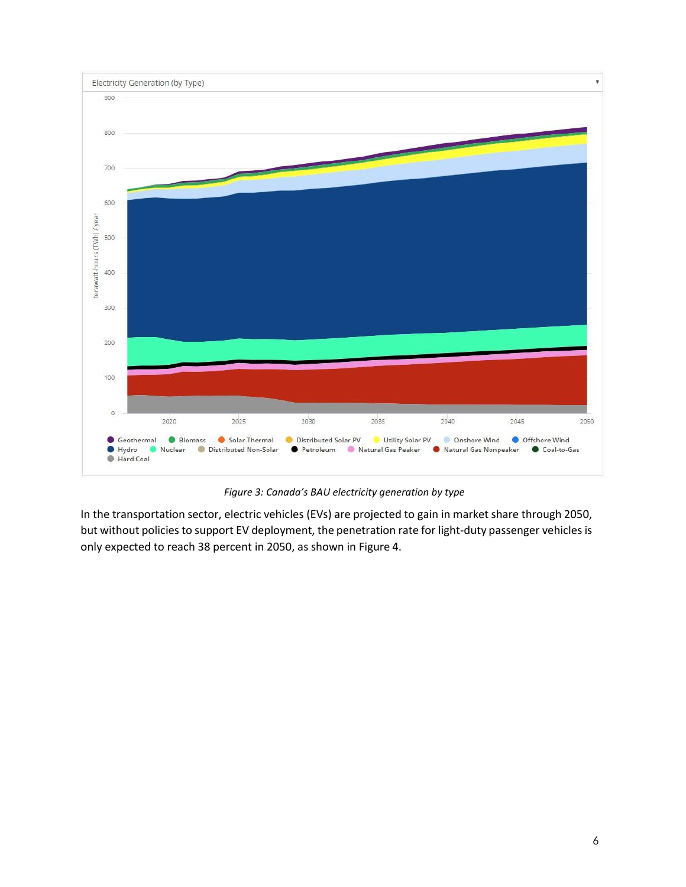*Figure 3: Canada's BAU electricity generation by type*

In the transportation sector, electric vehicles (EVs) are projected to gain in market share through 2050, but without policies to support EV deployment, the penetration rate for light-duty passenger vehicles is only expected to reach 38 percent in 2050, as shown in Figure 4.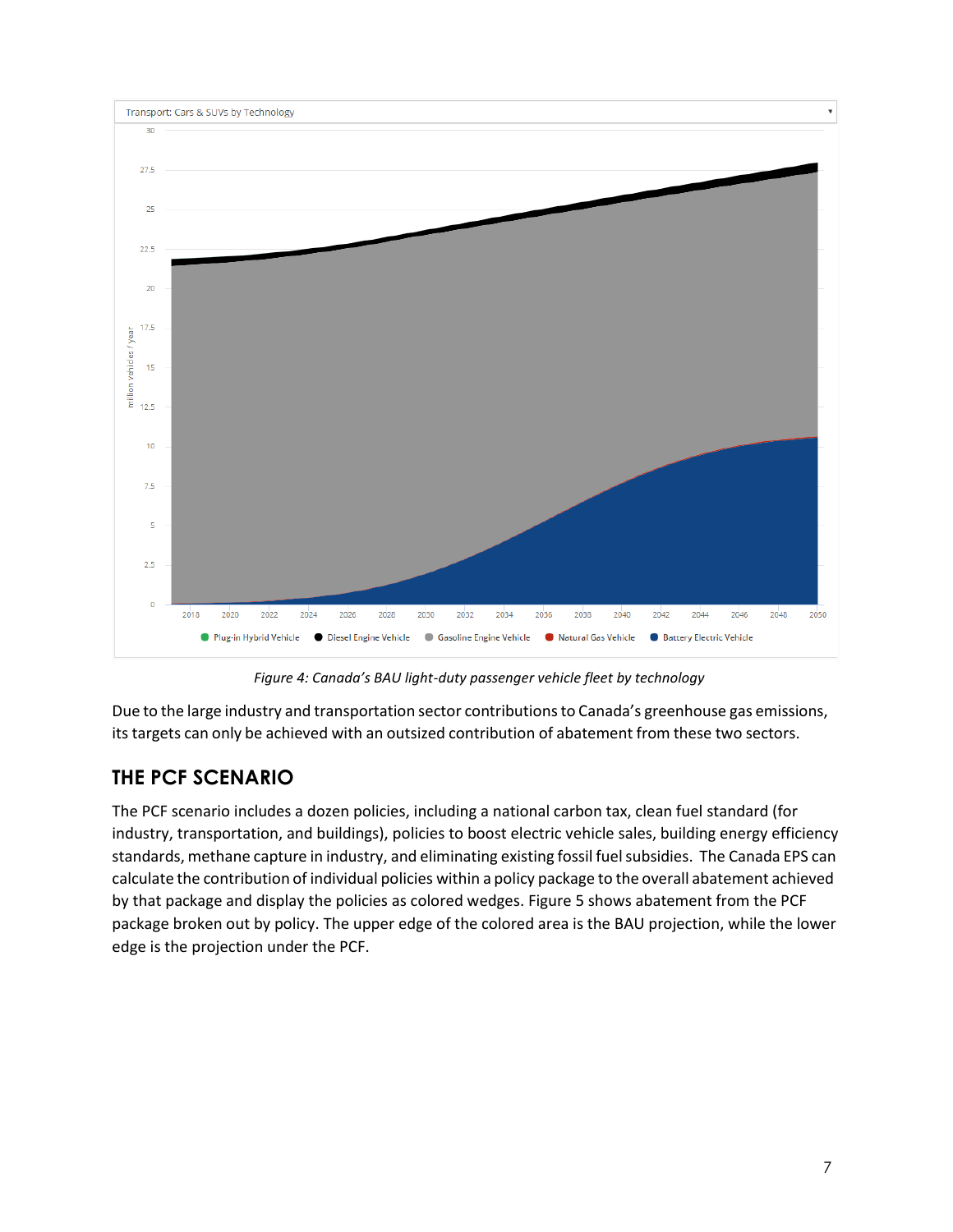*Figure 4: Canada's BAU light-duty passenger vehicle fleet by technology*

Due to the large industry and transportation sector contributions to Canada's greenhouse gas emissions, its targets can only be achieved with an outsized contribution of abatement from these two sectors.

## THE PCF SCENARIO

The PCF scenario includes a dozen policies, including a national carbon tax, clean fuel standard (for industry, transportation, and buildings), policies to boost electric vehicle sales, building energy efficiency standards, methane capture in industry, and eliminating existing fossil fuel subsidies. The Canada EPS can calculate the contribution of individual policies within a policy package to the overall abatement achieved by that package and display the policies as colored wedges. Figure 5 shows abatement from the PCF package broken out by policy. The upper edge of the colored area is the BAU projection, while the lower edge is the projection under the PCF.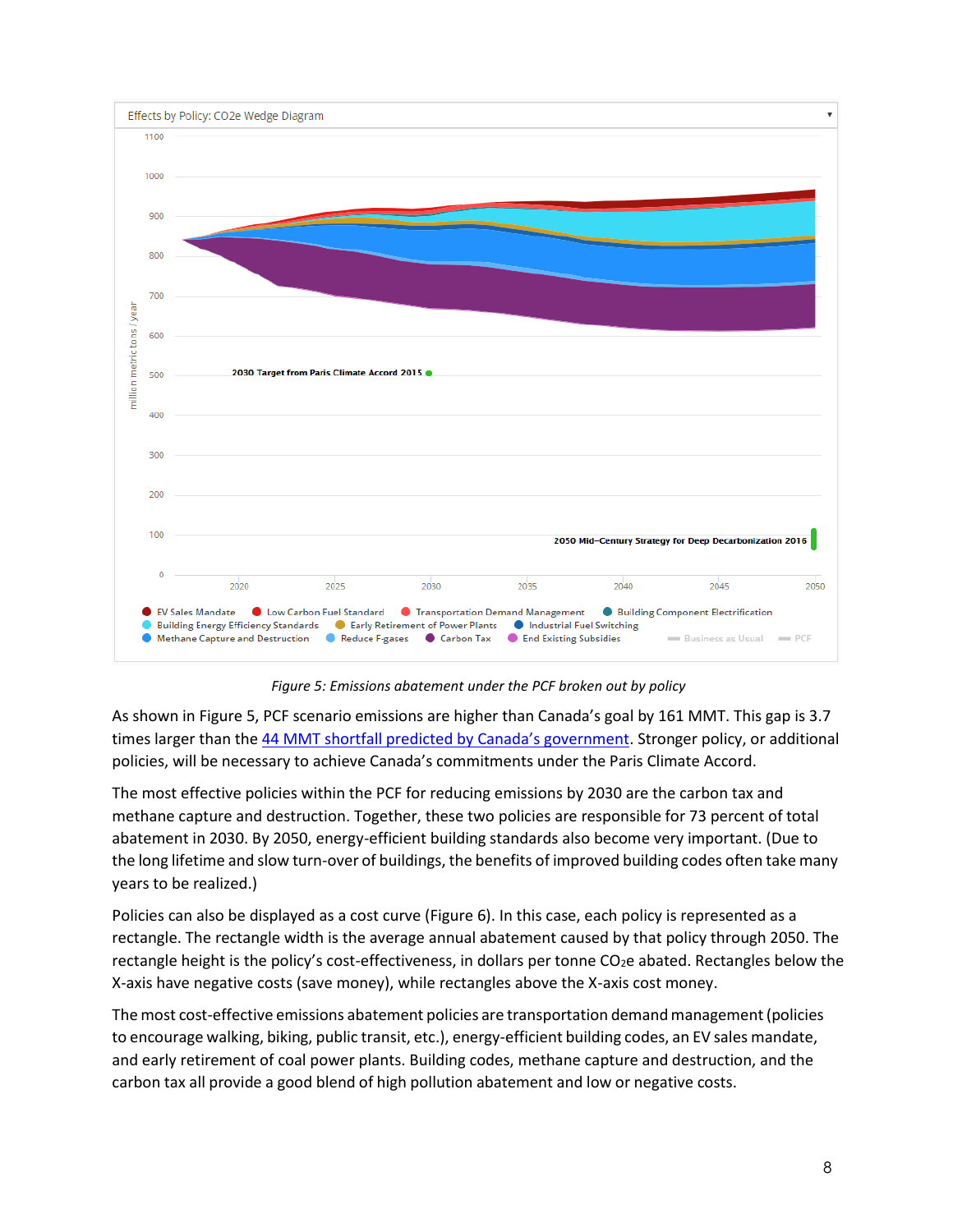Effects by Policy: CO2e Wedge Diagram

*Figure 5: Emissions abatement under the PCF broken out by policy*

As shown in Figure 5, PCF scenario emissions are higher than Canada's goal by 161 MMT. This gap is 3.7 times larger than the 44 MMT shortfall predicted by Canada's government. Stronger policy, or additional policies, will be necessary to achieve Canada's commitments under the Paris Climate Accord.

The most effective policies within the PCF for reducing emissions by 2030 are the carbon tax and methane capture and destruction. Together, these two policies are responsible for 73 percent of total abatement in 2030. By 2050, energy-efficient building standards also become very important. (Due to the long lifetime and slow turn-over of buildings, the benefits of improved building codes often take many years to be realized.)

Policies can also be displayed as a cost curve (Figure 6). In this case, each policy is represented as a rectangle. The rectangle width is the average annual abatement caused by that policy through 2050. The rectangle height is the policy's cost-effectiveness, in dollars per tonne $CO_2e$ abated. Rectangles below the X-axis have negative costs (save money), while rectangles above the X-axis cost money.

The most cost-effective emissions abatement policies are transportation demand management (policies to encourage walking, biking, public transit, etc.), energy-efficient building codes, an EV sales mandate, and early retirement of coal power plants. Building codes, methane capture and destruction, and the carbon tax all provide a good blend of high pollution abatement and low or negative costs.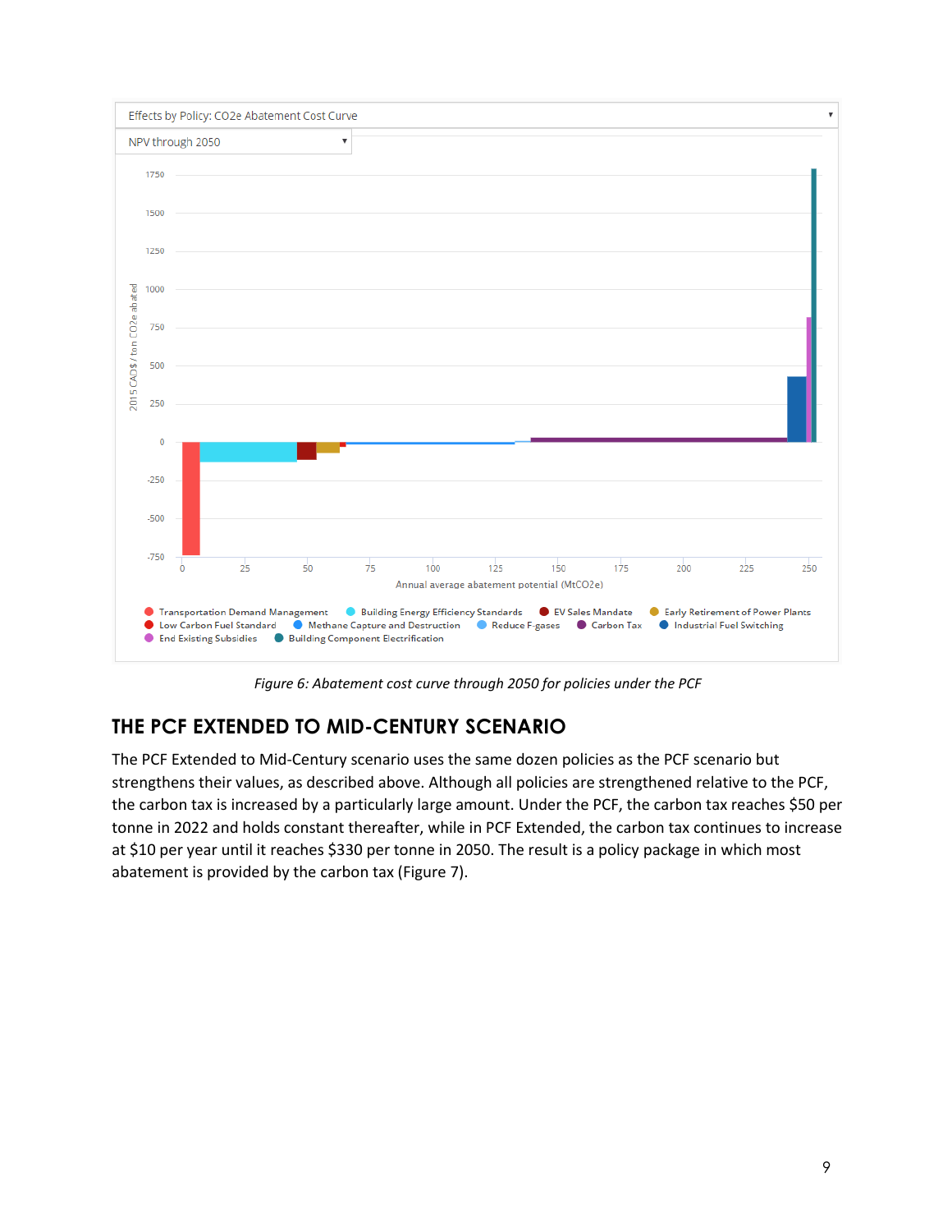Figure 6: Abatement cost curve through 2050 for policies under the PCF

## THE PCF EXTENDED TO MID-CENTURY SCENARIO

The PCF Extended to Mid-Century scenario uses the same dozen policies as the PCF scenario but strengthens their values, as described above. Although all policies are strengthened relative to the PCF, the carbon tax is increased by a particularly large amount. Under the PCF, the carbon tax reaches $50 per tonne in 2022 and holds constant thereafter, while in PCF Extended, the carbon tax continues to increase at $10 per year until it reaches $330 per tonne in 2050. The result is a policy package in which most abatement is provided by the carbon tax (Figure 7).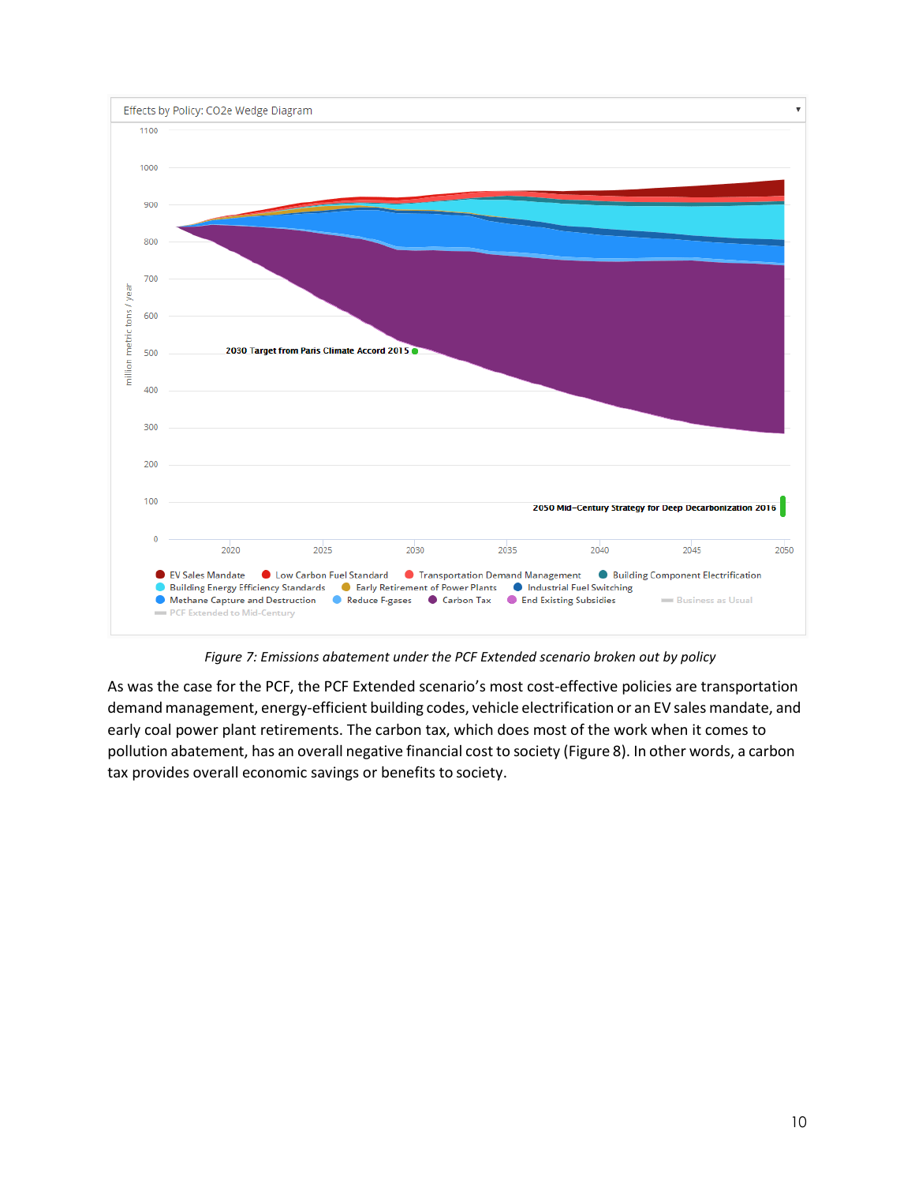Effects by Policy: CO2e Wedge Diagram

Figure 7: Emissions abatement under the PCF Extended scenario broken out by policy

As was the case for the PCF, the PCF Extended scenario's most cost-effective policies are transportation demand management, energy-efficient building codes, vehicle electrification or an EV sales mandate, and early coal power plant retirements. The carbon tax, which does most of the work when it comes to pollution abatement, has an overall negative financial cost to society (Figure 8). In other words, a carbon tax provides overall economic savings or benefits to society.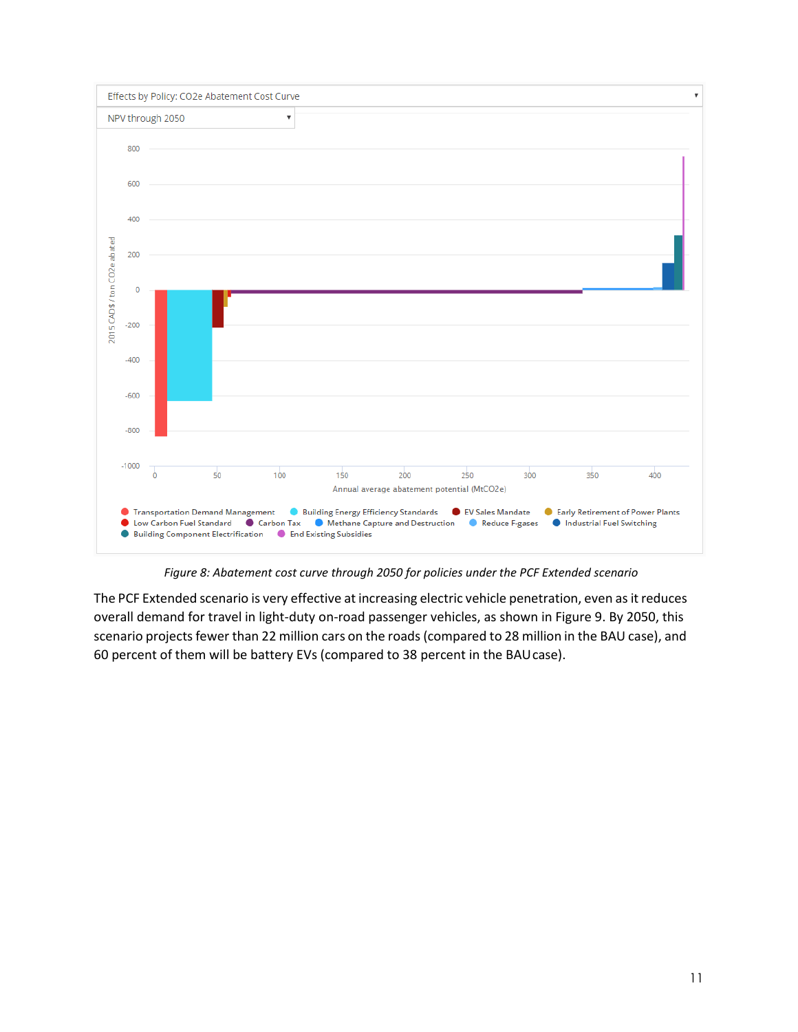Effects by Policy: CO2e Abatement Cost Curve

NPV through 2050

Figure 8: Abatement cost curve through 2050 for policies under the PCF Extended scenario

The PCF Extended scenario is very effective at increasing electric vehicle penetration, even as it reduces overall demand for travel in light-duty on-road passenger vehicles, as shown in Figure 9. By 2050, this scenario projects fewer than 22 million cars on the roads (compared to 28 million in the BAU case), and 60 percent of them will be battery EVs (compared to 38 percent in the BAU case).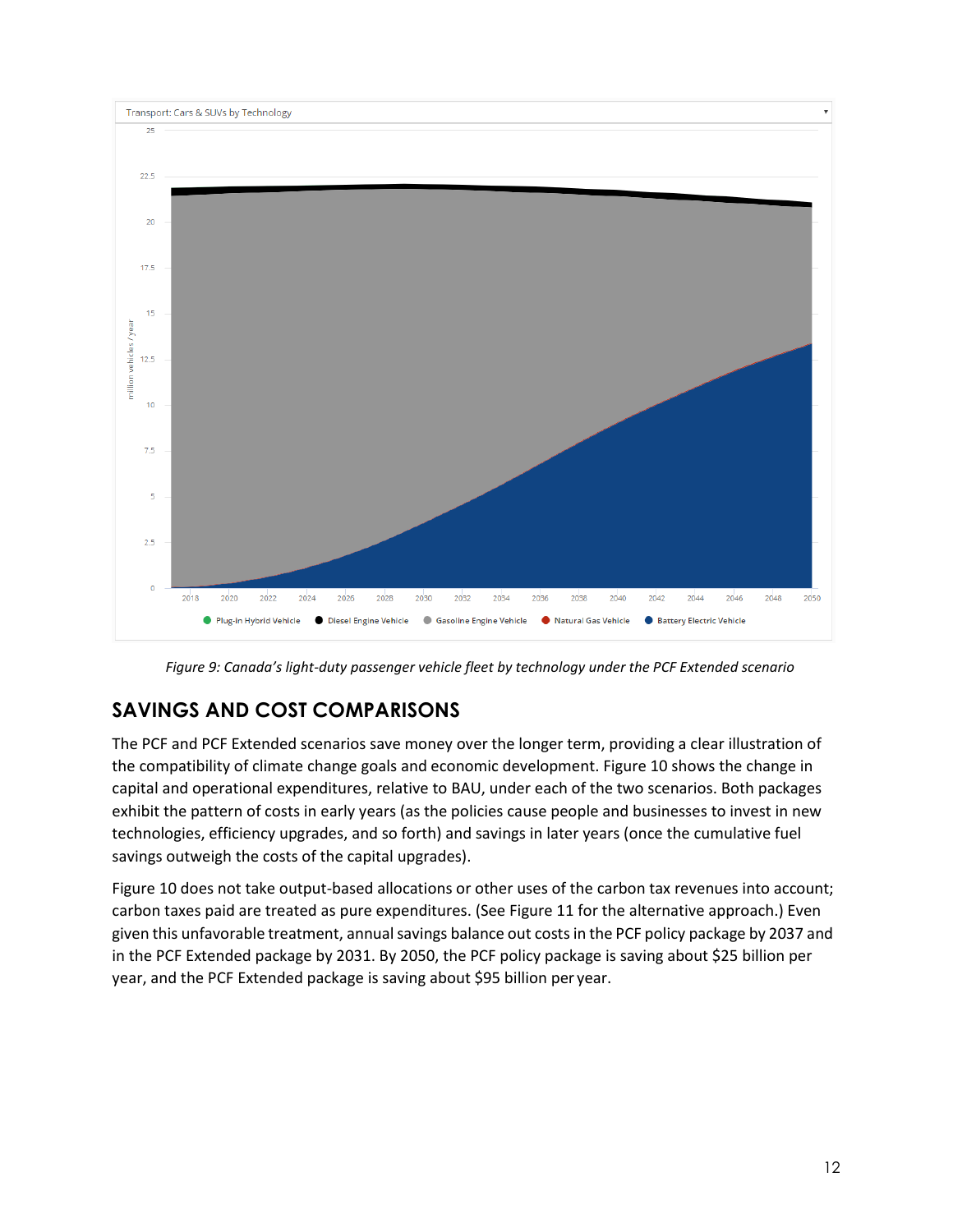Transport: Cars & SUVs by Technology

Figure 9: Canada's light-duty passenger vehicle fleet by technology under the PCF Extended scenario

## SAVINGS AND COST COMPARISONS

The PCF and PCF Extended scenarios save money over the longer term, providing a clear illustration of the compatibility of climate change goals and economic development. Figure 10 shows the change in capital and operational expenditures, relative to BAU, under each of the two scenarios. Both packages exhibit the pattern of costs in early years (as the policies cause people and businesses to invest in new technologies, efficiency upgrades, and so forth) and savings in later years (once the cumulative fuel savings outweigh the costs of the capital upgrades).

Figure 10 does not take output-based allocations or other uses of the carbon tax revenues into account; carbon taxes paid are treated as pure expenditures. (See Figure 11 for the alternative approach.) Even given this unfavorable treatment, annual savings balance out costs in the PCF policy package by 2037 and in the PCF Extended package by 2031. By 2050, the PCF policy package is saving about $25 billion per year, and the PCF Extended package is saving about $95 billion per year.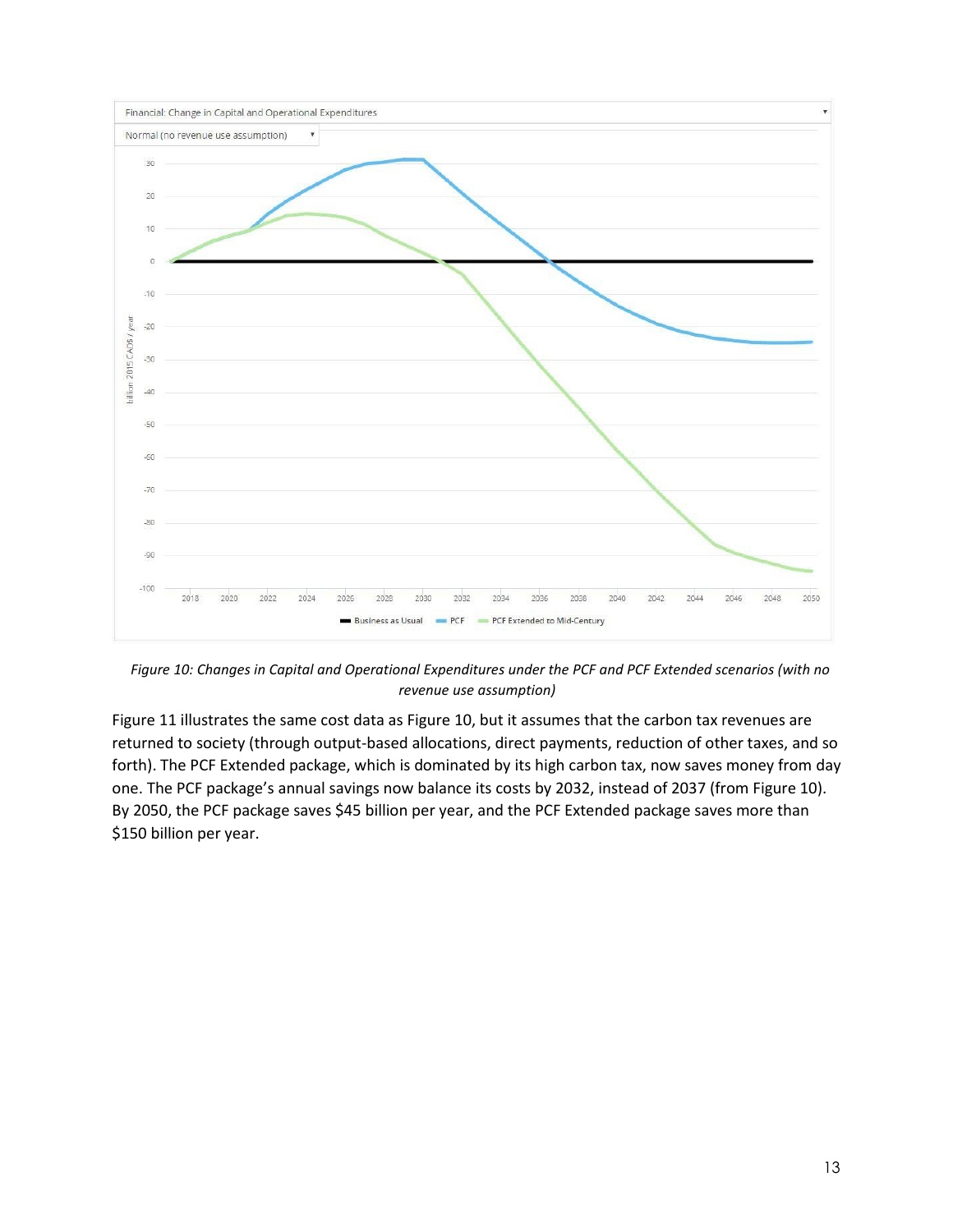*Figure 10: Changes in Capital and Operational Expenditures under the PCF and PCF Extended scenarios (with no revenue use assumption)*

Figure 11 illustrates the same cost data as Figure 10, but it assumes that the carbon tax revenues are returned to society (through output-based allocations, direct payments, reduction of other taxes, and so forth). The PCF Extended package, which is dominated by its high carbon tax, now saves money from day one. The PCF package's annual savings now balance its costs by 2032, instead of 2037 (from Figure 10). By 2050, the PCF package saves $45 billion per year, and the PCF Extended package saves more than $150 billion per year.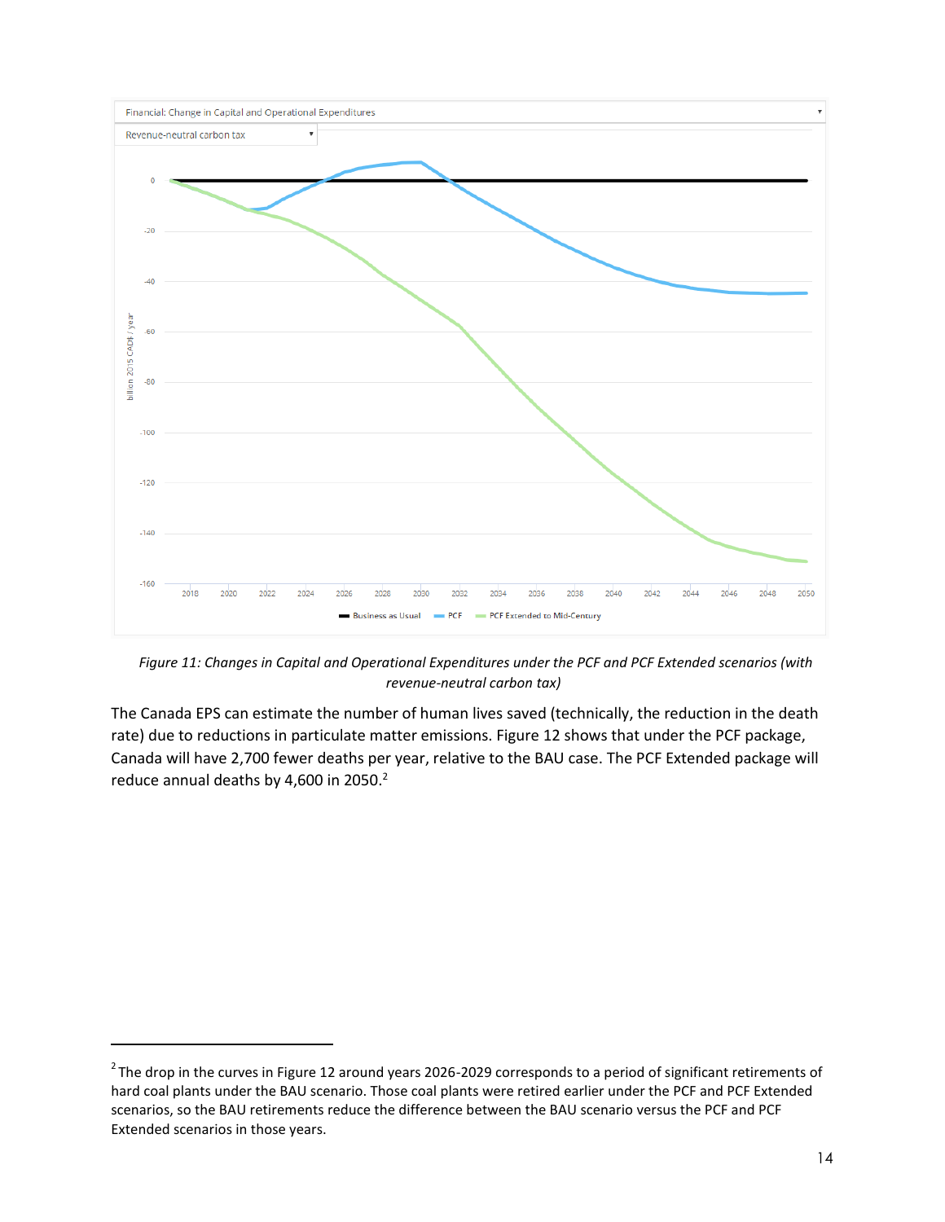Figure 11: Changes in Capital and Operational Expenditures under the PCF and PCF Extended scenarios (with revenue-neutral carbon tax)

The Canada EPS can estimate the number of human lives saved (technically, the reduction in the death rate) due to reductions in particulate matter emissions. Figure 12 shows that under the PCF package, Canada will have 2,700 fewer deaths per year, relative to the BAU case. The PCF Extended package will reduce annual deaths by 4,600 in 2050.[2]

[2] The drop in the curves in Figure 12 around years 2026-2029 corresponds to a period of significant retirements of hard coal plants under the BAU scenario. Those coal plants were retired earlier under the PCF and PCF Extended scenarios, so the BAU retirements reduce the difference between the BAU scenario versus the PCF and PCF Extended scenarios in those years.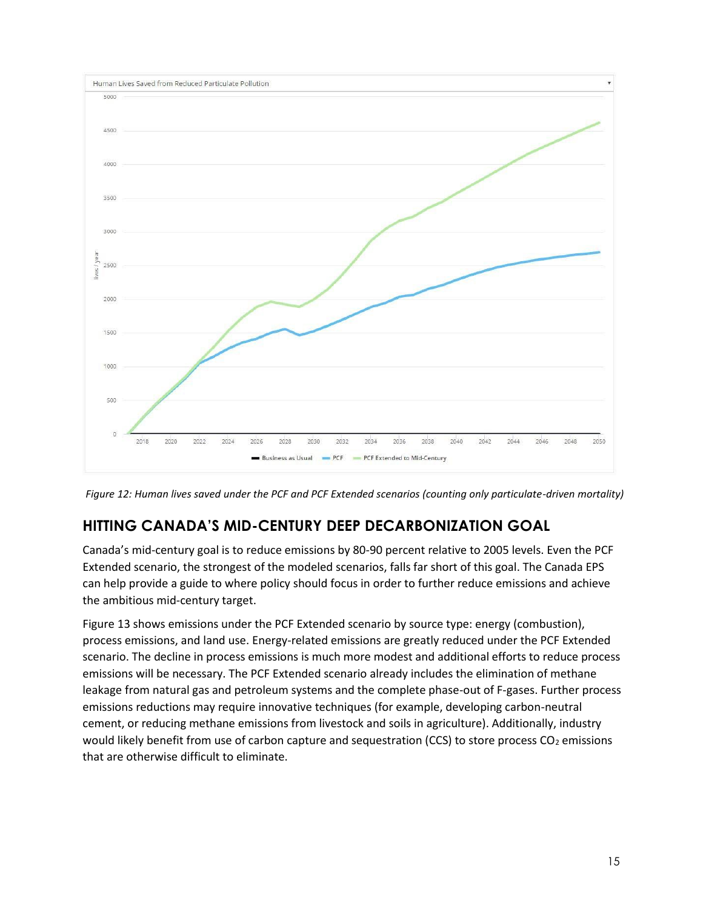*Figure 12: Human lives saved under the PCF and PCF Extended scenarios (counting only particulate-driven mortality)*

## HITTING CANADA'S MID-CENTURY DEEP DECARBONIZATION GOAL

Canada's mid-century goal is to reduce emissions by 80-90 percent relative to 2005 levels. Even the PCF Extended scenario, the strongest of the modeled scenarios, falls far short of this goal. The Canada EPS can help provide a guide to where policy should focus in order to further reduce emissions and achieve the ambitious mid-century target.

Figure 13 shows emissions under the PCF Extended scenario by source type: energy (combustion), process emissions, and land use. Energy-related emissions are greatly reduced under the PCF Extended scenario. The decline in process emissions is much more modest and additional efforts to reduce process emissions will be necessary. The PCF Extended scenario already includes the elimination of methane leakage from natural gas and petroleum systems and the complete phase-out of F-gases. Further process emissions reductions may require innovative techniques (for example, developing carbon-neutral cement, or reducing methane emissions from livestock and soils in agriculture). Additionally, industry would likely benefit from use of carbon capture and sequestration (CCS) to store process $CO_2$ emissions that are otherwise difficult to eliminate.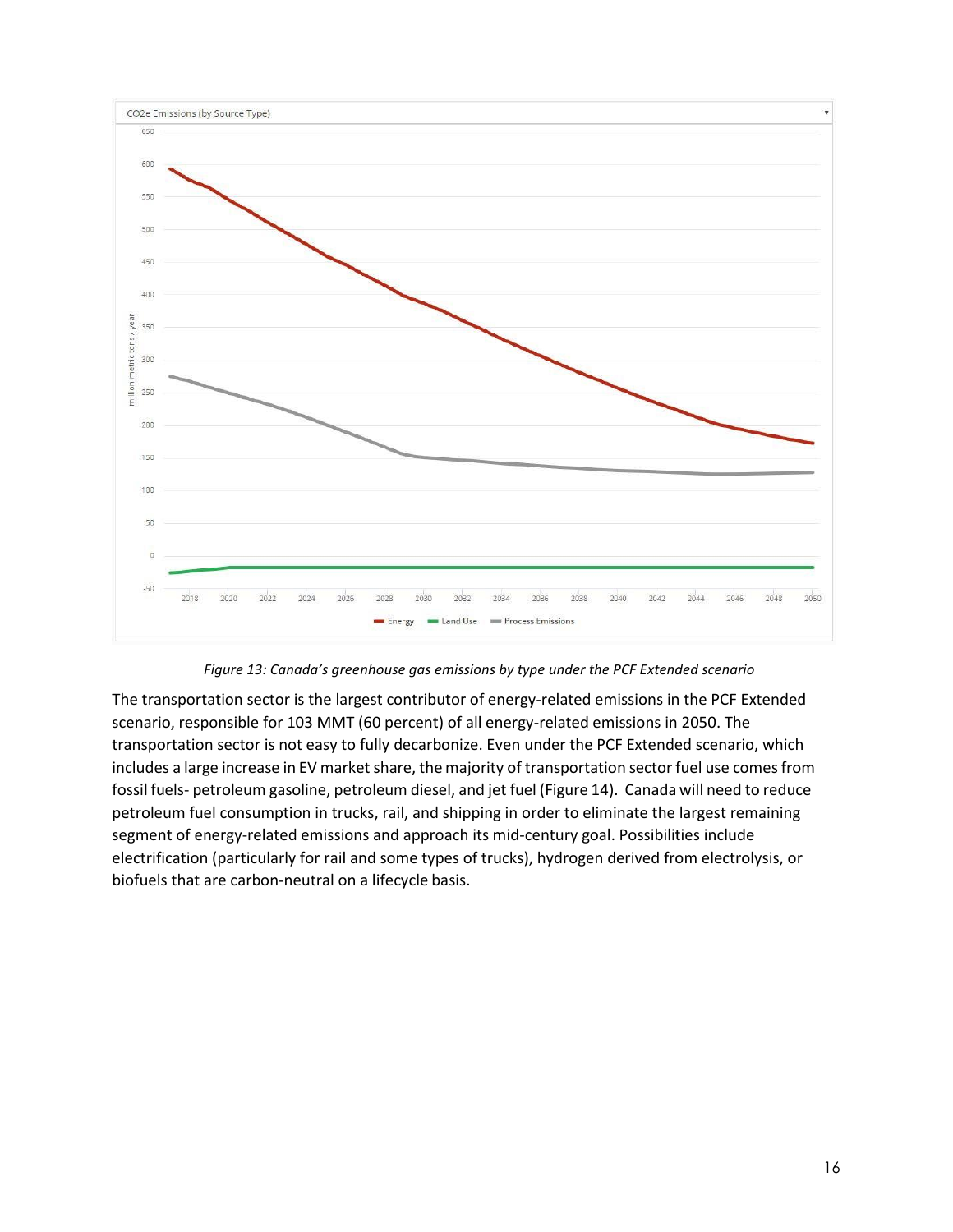*Figure 13: Canada's greenhouse gas emissions by type under the PCF Extended scenario*

The transportation sector is the largest contributor of energy-related emissions in the PCF Extended scenario, responsible for 103 MMT (60 percent) of all energy-related emissions in 2050. The transportation sector is not easy to fully decarbonize. Even under the PCF Extended scenario, which includes a large increase in EV market share, the majority of transportation sector fuel use comes from fossil fuels- petroleum gasoline, petroleum diesel, and jet fuel (Figure 14). Canada will need to reduce petroleum fuel consumption in trucks, rail, and shipping in order to eliminate the largest remaining segment of energy-related emissions and approach its mid-century goal. Possibilities include electrification (particularly for rail and some types of trucks), hydrogen derived from electrolysis, or biofuels that are carbon-neutral on a lifecycle basis.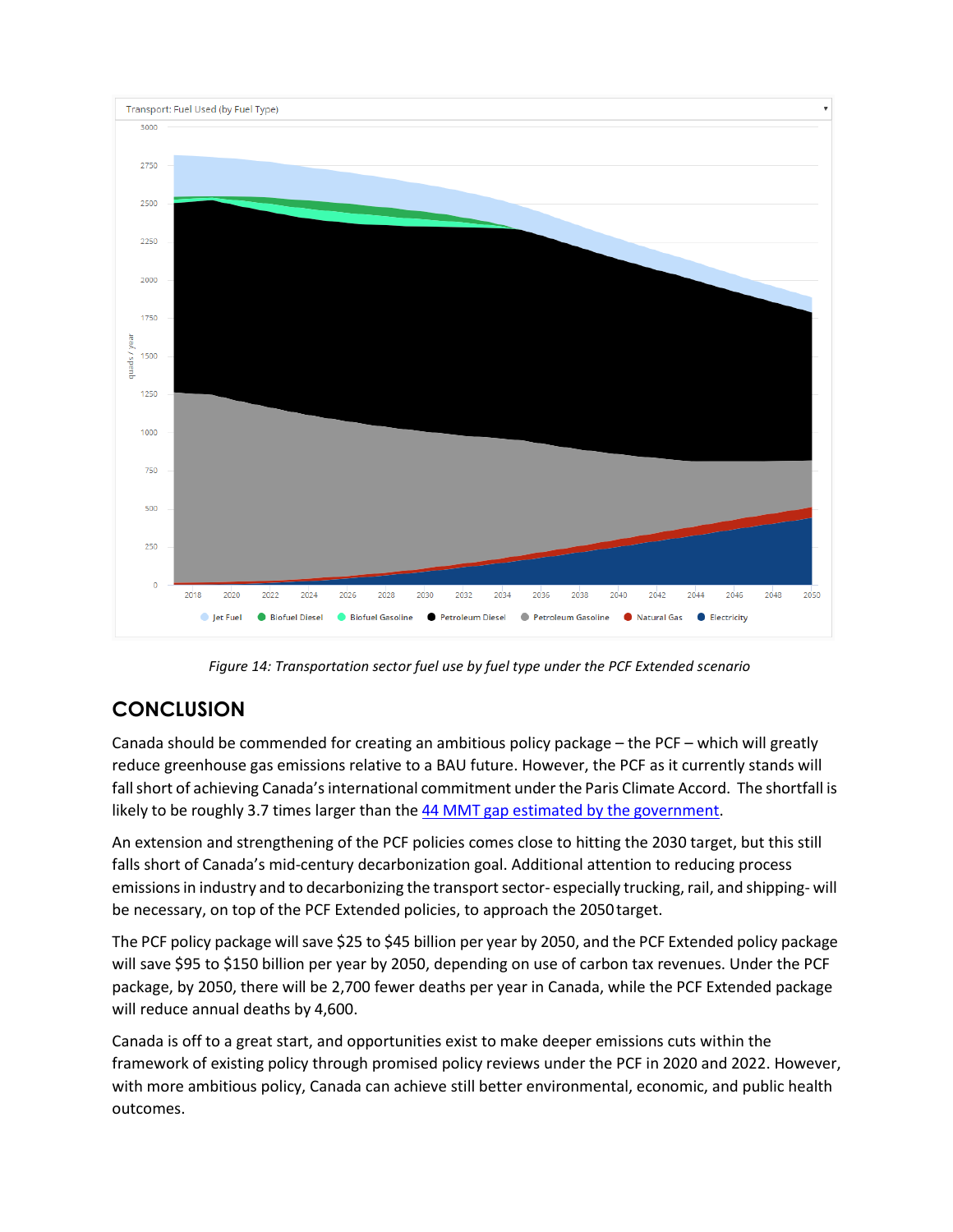Transport: Fuel Used (by Fuel Type)

3000
2750
2500
2250
2000
1750
1500
1250
1000
750
500
250
0

quads / year

2018 2020 2022 2024 2026 2028 2030 2032 2034 2036 2038 2040 2042 2044 2046 2048 2050

Jet Fuel · Biofuel Diesel · Biofuel Gasoline · Petroleum Diesel · Petroleum Gasoline · Natural Gas · Electricity

*Figure 14: Transportation sector fuel use by fuel type under the PCF Extended scenario*

## CONCLUSION

Canada should be commended for creating an ambitious policy package – the PCF – which will greatly reduce greenhouse gas emissions relative to a BAU future. However, the PCF as it currently stands will fall short of achieving Canada's international commitment under the Paris Climate Accord. The shortfall is likely to be roughly 3.7 times larger than the 44 MMT gap estimated by the government.

An extension and strengthening of the PCF policies comes close to hitting the 2030 target, but this still falls short of Canada's mid-century decarbonization goal. Additional attention to reducing process emissions in industry and to decarbonizing the transport sector- especially trucking, rail, and shipping- will be necessary, on top of the PCF Extended policies, to approach the 2050 target.

The PCF policy package will save $25 to $45 billion per year by 2050, and the PCF Extended policy package will save $95 to $150 billion per year by 2050, depending on use of carbon tax revenues. Under the PCF package, by 2050, there will be 2,700 fewer deaths per year in Canada, while the PCF Extended package will reduce annual deaths by 4,600.

Canada is off to a great start, and opportunities exist to make deeper emissions cuts within the framework of existing policy through promised policy reviews under the PCF in 2020 and 2022. However, with more ambitious policy, Canada can achieve still better environmental, economic, and public health outcomes.